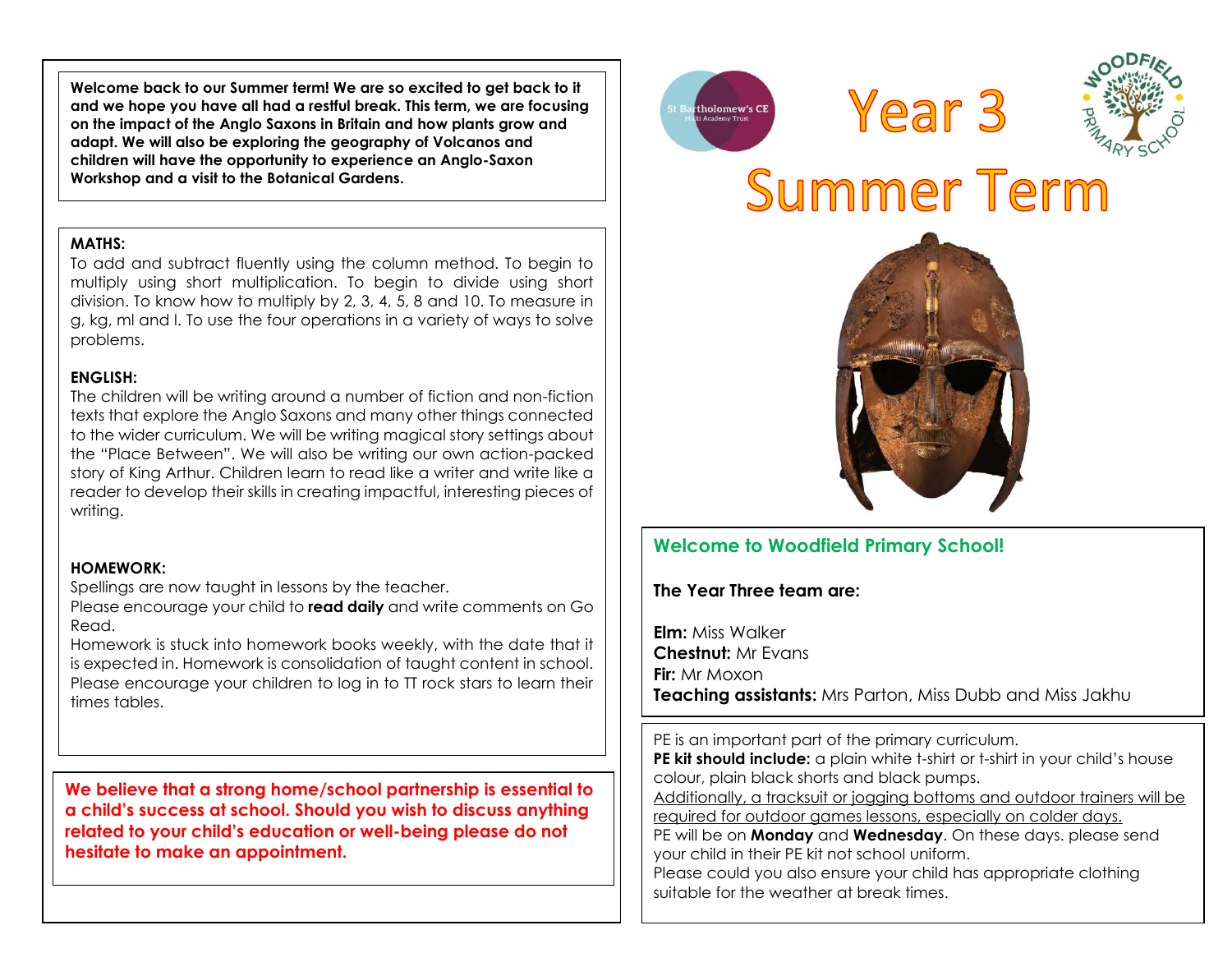# Year 3

# Summer Term

**Welcome back to our Summer term! We are so excited to get back to it and we hope you have all had a restful break. This term, we are focusing on the impact of the Anglo Saxons in Britain and how plants grow and adapt. We will also be exploring the geography of Volcanos and children will have the opportunity to experience an Anglo-Saxon Workshop and a visit to the Botanical Gardens.**

**MATHS:**

To add and subtract fluently using the column method. To begin to multiply using short multiplication. To begin to divide using short division. To know how to multiply by 2, 3, 4, 5, 8 and 10. To measure in g, kg, ml and l. To use the four operations in a variety of ways to solve problems.

**ENGLISH:**

The children will be writing around a number of fiction and non-fiction texts that explore the Anglo Saxons and many other things connected to the wider curriculum. We will be writing magical story settings about the "Place Between". We will also be writing our own action-packed story of King Arthur. Children learn to read like a writer and write like a reader to develop their skills in creating impactful, interesting pieces of writing.

**HOMEWORK:**

Spellings are now taught in lessons by the teacher.

Please encourage your child to **read daily** and write comments on Go Read.

Homework is stuck into homework books weekly, with the date that it is expected in. Homework is consolidation of taught content in school.

Please encourage your children to log in to TT rock stars to learn their times tables.

**We believe that a strong home/school partnership is essential to a child's success at school. Should you wish to discuss anything related to your child's education or well-being please do not hesitate to make an appointment.**

## Welcome to Woodfield Primary School!

**The Year Three team are:**

**Elm:** Miss Walker
**Chestnut:** Mr Evans
**Fir:** Mr Moxon
**Teaching assistants:** Mrs Parton, Miss Dubb and Miss Jakhu

PE is an important part of the primary curriculum.

**PE kit should include:** a plain white t-shirt or t-shirt in your child's house colour, plain black shorts and black pumps.

Additionally, a tracksuit or jogging bottoms and outdoor trainers will be required for outdoor games lessons, especially on colder days.

PE will be on **Monday** and **Wednesday**. On these days. please send your child in their PE kit not school uniform.

Please could you also ensure your child has appropriate clothing suitable for the weather at break times.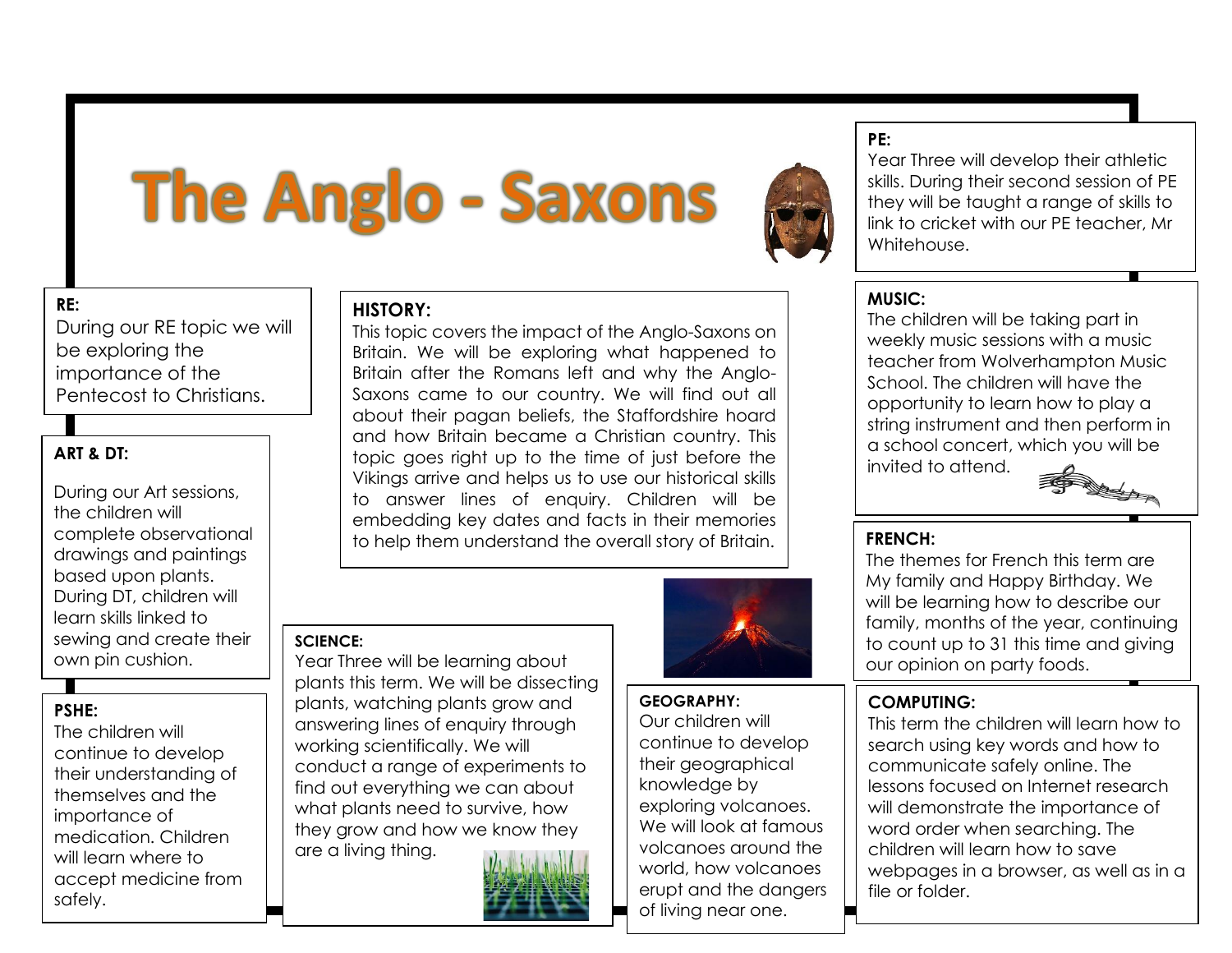# The Anglo - Saxons

**RE:**
During our RE topic we will be exploring the importance of the Pentecost to Christians.

**HISTORY:**
This topic covers the impact of the Anglo-Saxons on Britain. We will be exploring what happened to Britain after the Romans left and why the Anglo-Saxons came to our country. We will find out all about their pagan beliefs, the Staffordshire hoard and how Britain became a Christian country. This topic goes right up to the time of just before the Vikings arrive and helps us to use our historical skills to answer lines of enquiry. Children will be embedding key dates and facts in their memories to help them understand the overall story of Britain.

**PE:**
Year Three will develop their athletic skills. During their second session of PE they will be taught a range of skills to link to cricket with our PE teacher, Mr Whitehouse.

**MUSIC:**
The children will be taking part in weekly music sessions with a music teacher from Wolverhampton Music School. The children will have the opportunity to learn how to play a string instrument and then perform in a school concert, which you will be invited to attend.

**ART & DT:**

During our Art sessions, the children will complete observational drawings and paintings based upon plants. During DT, children will learn skills linked to sewing and create their own pin cushion.

**FRENCH:**
The themes for French this term are My family and Happy Birthday. We will be learning how to describe our family, months of the year, continuing to count up to 31 this time and giving our opinion on party foods.

**PSHE:**
The children will continue to develop their understanding of themselves and the importance of medication. Children will learn where to accept medicine from safely.

**SCIENCE:**
Year Three will be learning about plants this term. We will be dissecting plants, watching plants grow and answering lines of enquiry through working scientifically. We will conduct a range of experiments to find out everything we can about what plants need to survive, how they grow and how we know they are a living thing.

**GEOGRAPHY:**
Our children will continue to develop their geographical knowledge by exploring volcanoes. We will look at famous volcanoes around the world, how volcanoes erupt and the dangers of living near one.

**COMPUTING:**
This term the children will learn how to search using key words and how to communicate safely online. The lessons focused on Internet research will demonstrate the importance of word order when searching. The children will learn how to save webpages in a browser, as well as in a file or folder.